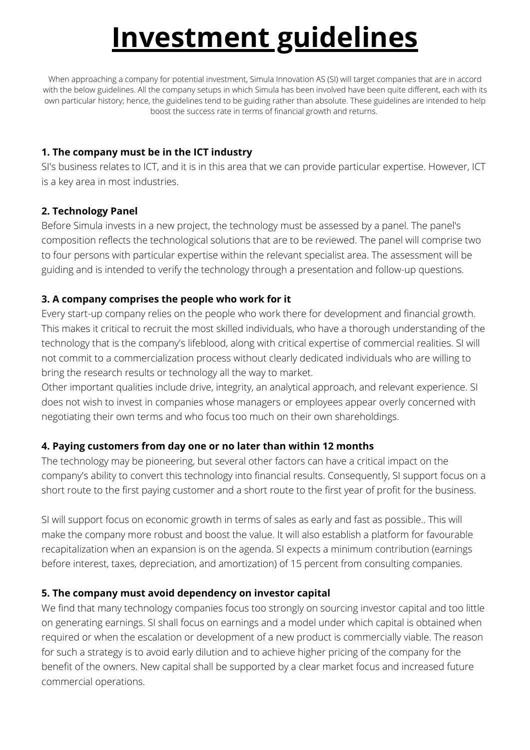# Investment guidelines

When approaching a company for potential investment, Simula Innovation AS (SI) will target companies that are in accord with the below guidelines. All the company setups in which Simula has been involved have been quite different, each with its own particular history; hence, the guidelines tend to be guiding rather than absolute. These guidelines are intended to help boost the success rate in terms of financial growth and returns.

**1. The company must be in the ICT industry**

SI's business relates to ICT, and it is in this area that we can provide particular expertise. However, ICT is a key area in most industries.

**2. Technology Panel**

Before Simula invests in a new project, the technology must be assessed by a panel. The panel's composition reflects the technological solutions that are to be reviewed. The panel will comprise two to four persons with particular expertise within the relevant specialist area. The assessment will be guiding and is intended to verify the technology through a presentation and follow-up questions.

**3. A company comprises the people who work for it**

Every start-up company relies on the people who work there for development and financial growth. This makes it critical to recruit the most skilled individuals, who have a thorough understanding of the technology that is the company's lifeblood, along with critical expertise of commercial realities. SI will not commit to a commercialization process without clearly dedicated individuals who are willing to bring the research results or technology all the way to market.

Other important qualities include drive, integrity, an analytical approach, and relevant experience. SI does not wish to invest in companies whose managers or employees appear overly concerned with negotiating their own terms and who focus too much on their own shareholdings.

**4. Paying customers from day one or no later than within 12 months**

The technology may be pioneering, but several other factors can have a critical impact on the company's ability to convert this technology into financial results. Consequently, SI support focus on a short route to the first paying customer and a short route to the first year of profit for the business.

SI will support focus on economic growth in terms of sales as early and fast as possible.. This will make the company more robust and boost the value. It will also establish a platform for favourable recapitalization when an expansion is on the agenda. SI expects a minimum contribution (earnings before interest, taxes, depreciation, and amortization) of 15 percent from consulting companies.

**5. The company must avoid dependency on investor capital**

We find that many technology companies focus too strongly on sourcing investor capital and too little on generating earnings. SI shall focus on earnings and a model under which capital is obtained when required or when the escalation or development of a new product is commercially viable. The reason for such a strategy is to avoid early dilution and to achieve higher pricing of the company for the benefit of the owners. New capital shall be supported by a clear market focus and increased future commercial operations.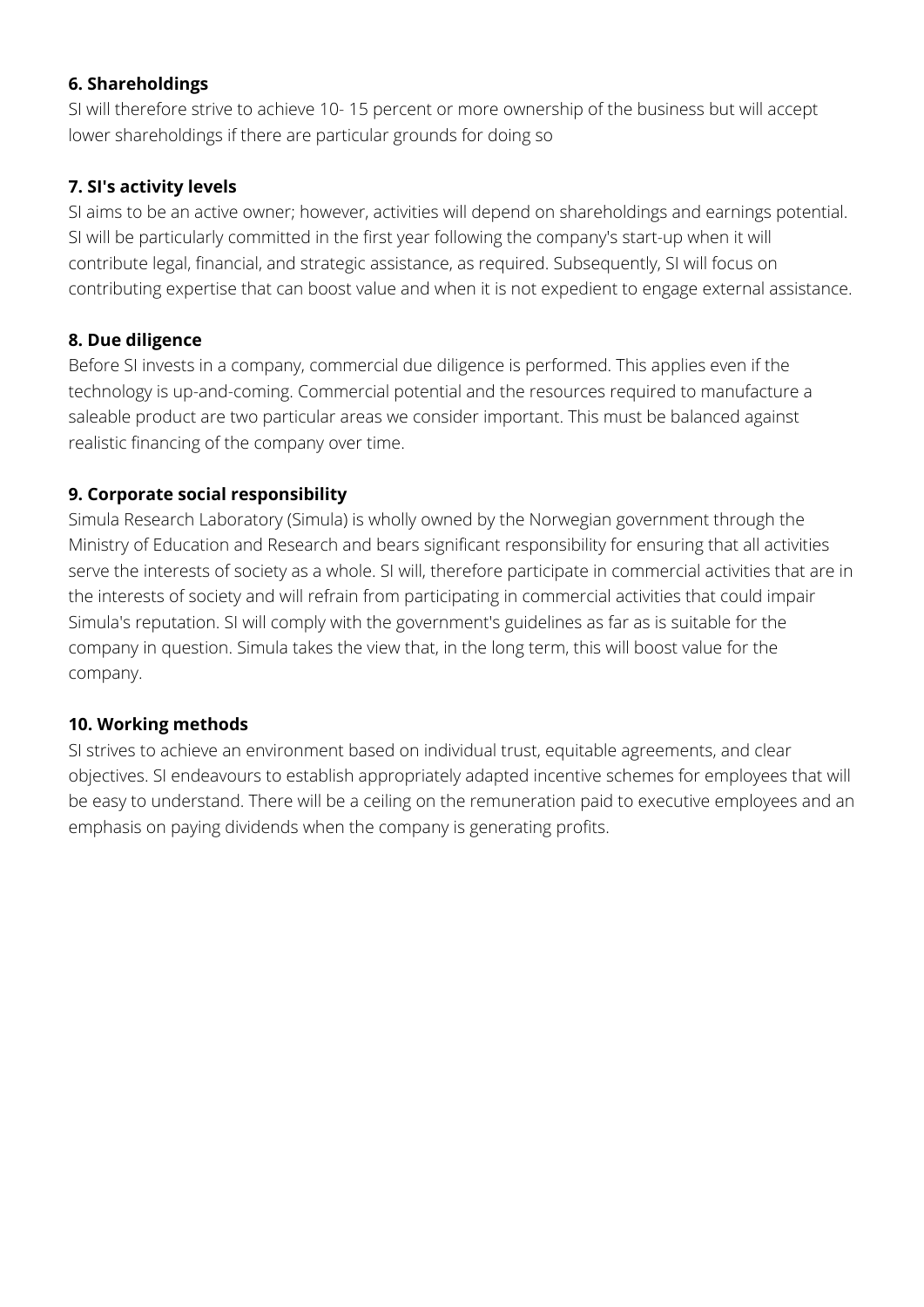### 6. Shareholdings

SI will therefore strive to achieve 10- 15 percent or more ownership of the business but will accept lower shareholdings if there are particular grounds for doing so

### 7. SI's activity levels

SI aims to be an active owner; however, activities will depend on shareholdings and earnings potential. SI will be particularly committed in the first year following the company's start-up when it will contribute legal, financial, and strategic assistance, as required. Subsequently, SI will focus on contributing expertise that can boost value and when it is not expedient to engage external assistance.

### 8. Due diligence

Before SI invests in a company, commercial due diligence is performed. This applies even if the technology is up-and-coming. Commercial potential and the resources required to manufacture a saleable product are two particular areas we consider important. This must be balanced against realistic financing of the company over time.

### 9. Corporate social responsibility

Simula Research Laboratory (Simula) is wholly owned by the Norwegian government through the Ministry of Education and Research and bears significant responsibility for ensuring that all activities serve the interests of society as a whole. SI will, therefore participate in commercial activities that are in the interests of society and will refrain from participating in commercial activities that could impair Simula's reputation. SI will comply with the government's guidelines as far as is suitable for the company in question. Simula takes the view that, in the long term, this will boost value for the company.

### 10. Working methods

SI strives to achieve an environment based on individual trust, equitable agreements, and clear objectives. SI endeavours to establish appropriately adapted incentive schemes for employees that will be easy to understand. There will be a ceiling on the remuneration paid to executive employees and an emphasis on paying dividends when the company is generating profits.